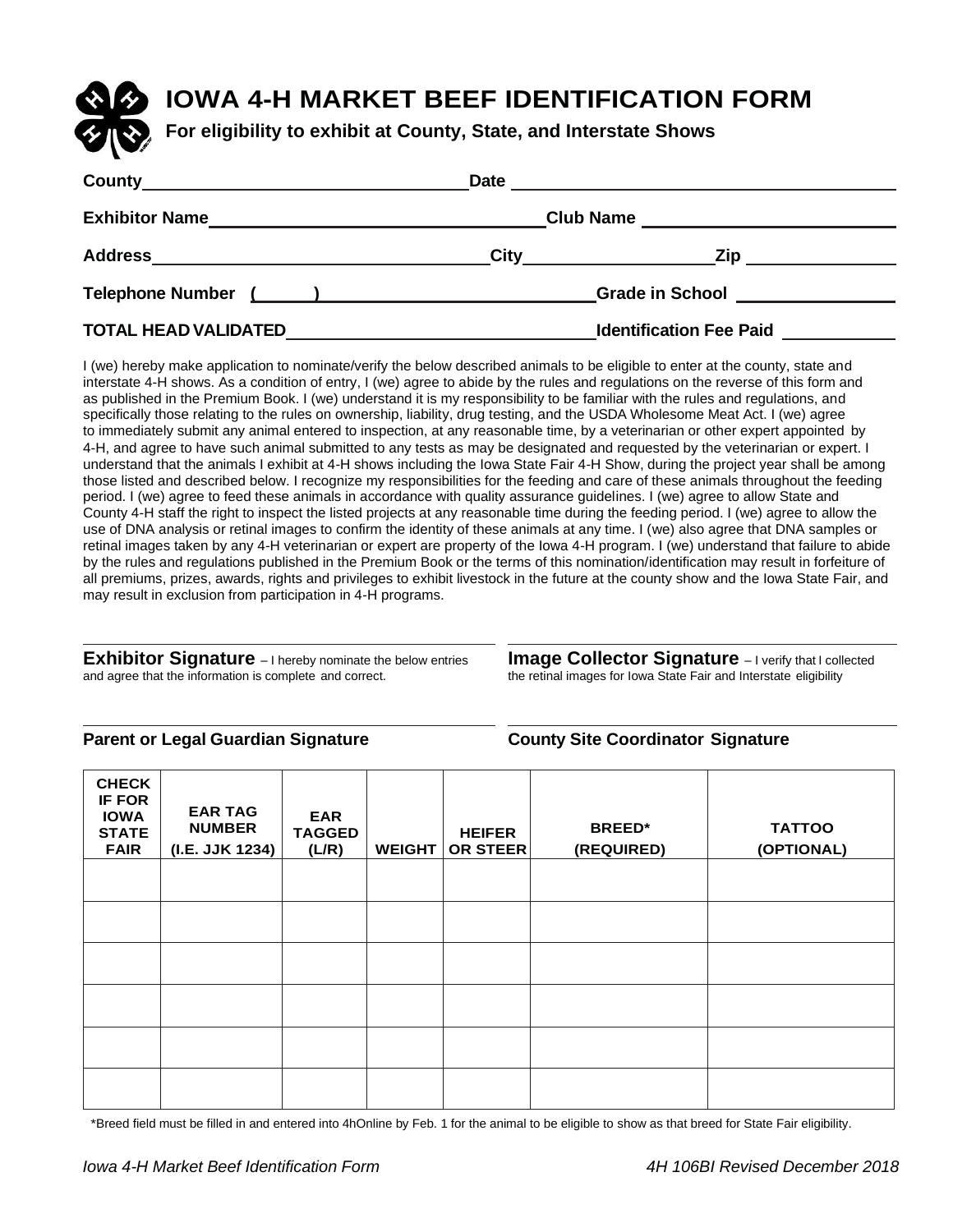# IOWA 4-H MARKET BEEF IDENTIFICATION FORM

**For eligibility to exhibit at County, State, and Interstate Shows**

**County** ______________________ **Date** ______________________

**Exhibitor Name** ______________________ **Club Name** ______________________

**Address** ______________________ **City** ______________ **Zip** __________

**Telephone Number** ( ) ______________________ **Grade in School** __________

**TOTAL HEAD VALIDATED** ______________________ **Identification Fee Paid** __________

I (we) hereby make application to nominate/verify the below described animals to be eligible to enter at the county, state and interstate 4-H shows. As a condition of entry, I (we) agree to abide by the rules and regulations on the reverse of this form and as published in the Premium Book. I (we) understand it is my responsibility to be familiar with the rules and regulations, and specifically those relating to the rules on ownership, liability, drug testing, and the USDA Wholesome Meat Act. I (we) agree to immediately submit any animal entered to inspection, at any reasonable time, by a veterinarian or other expert appointed by 4-H, and agree to have such animal submitted to any tests as may be designated and requested by the veterinarian or expert. I understand that the animals I exhibit at 4-H shows including the Iowa State Fair 4-H Show, during the project year shall be among those listed and described below. I recognize my responsibilities for the feeding and care of these animals throughout the feeding period. I (we) agree to feed these animals in accordance with quality assurance guidelines. I (we) agree to allow State and County 4-H staff the right to inspect the listed projects at any reasonable time during the feeding period. I (we) agree to allow the use of DNA analysis or retinal images to confirm the identity of these animals at any time. I (we) also agree that DNA samples or retinal images taken by any 4-H veterinarian or expert are property of the Iowa 4-H program. I (we) understand that failure to abide by the rules and regulations published in the Premium Book or the terms of this nomination/identification may result in forfeiture of all premiums, prizes, awards, rights and privileges to exhibit livestock in the future at the county show and the Iowa State Fair, and may result in exclusion from participation in 4-H programs.

______________________

**Exhibitor Signature** – I hereby nominate the below entries and agree that the information is complete and correct.

______________________

**Image Collector Signature** – I verify that I collected the retinal images for Iowa State Fair and Interstate eligibility

______________________

**Parent or Legal Guardian Signature**

______________________

**County Site Coordinator Signature**

| CHECK IF FOR IOWA STATE FAIR | EAR TAG NUMBER (I.E. JJK 1234) | EAR TAGGED (L/R) | WEIGHT | HEIFER OR STEER | BREED* (REQUIRED) | TATTOO (OPTIONAL) |
|---|---|---|---|---|---|---|
| | | | | | | |
| | | | | | | |
| | | | | | | |
| | | | | | | |
| | | | | | | |
| | | | | | | |

*Breed field must be filled in and entered into 4hOnline by Feb. 1 for the animal to be eligible to show as that breed for State Fair eligibility.

*Iowa 4-H Market Beef Identification Form* *4H 106BI Revised December 2018*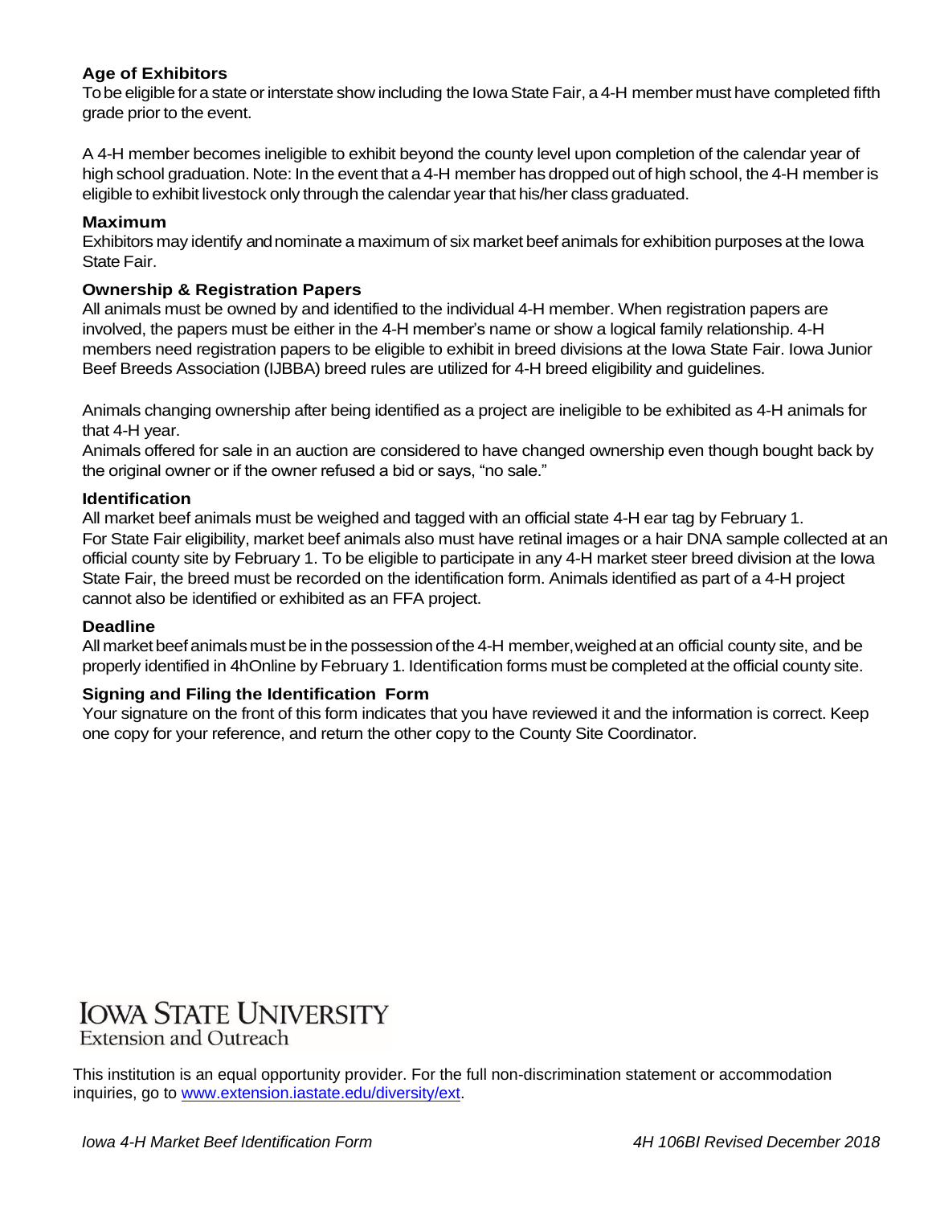### Age of Exhibitors

To be eligible for a state or interstate show including the Iowa State Fair, a 4-H member must have completed fifth grade prior to the event.

A 4-H member becomes ineligible to exhibit beyond the county level upon completion of the calendar year of high school graduation. Note: In the event that a 4-H member has dropped out of high school, the 4-H member is eligible to exhibit livestock only through the calendar year that his/her class graduated.

### Maximum

Exhibitors may identify and nominate a maximum of six market beef animals for exhibition purposes at the Iowa State Fair.

### Ownership & Registration Papers

All animals must be owned by and identified to the individual 4-H member. When registration papers are involved, the papers must be either in the 4-H member's name or show a logical family relationship. 4-H members need registration papers to be eligible to exhibit in breed divisions at the Iowa State Fair. Iowa Junior Beef Breeds Association (IJBBA) breed rules are utilized for 4-H breed eligibility and guidelines.

Animals changing ownership after being identified as a project are ineligible to be exhibited as 4-H animals for that 4-H year.
Animals offered for sale in an auction are considered to have changed ownership even though bought back by the original owner or if the owner refused a bid or says, "no sale."

### Identification

All market beef animals must be weighed and tagged with an official state 4-H ear tag by February 1.
For State Fair eligibility, market beef animals also must have retinal images or a hair DNA sample collected at an official county site by February 1. To be eligible to participate in any 4-H market steer breed division at the Iowa State Fair, the breed must be recorded on the identification form. Animals identified as part of a 4-H project cannot also be identified or exhibited as an FFA project.

### Deadline

All market beef animals must be in the possession of the 4-H member, weighed at an official county site, and be properly identified in 4hOnline by February 1. Identification forms must be completed at the official county site.

### Signing and Filing the Identification Form

Your signature on the front of this form indicates that you have reviewed it and the information is correct. Keep one copy for your reference, and return the other copy to the County Site Coordinator.

IOWA STATE UNIVERSITY
Extension and Outreach

This institution is an equal opportunity provider. For the full non-discrimination statement or accommodation inquiries, go to [www.extension.iastate.edu/diversity/ext](http://www.extension.iastate.edu/diversity/ext).

*Iowa 4-H Market Beef Identification Form* *4H 106BI Revised December 2018*